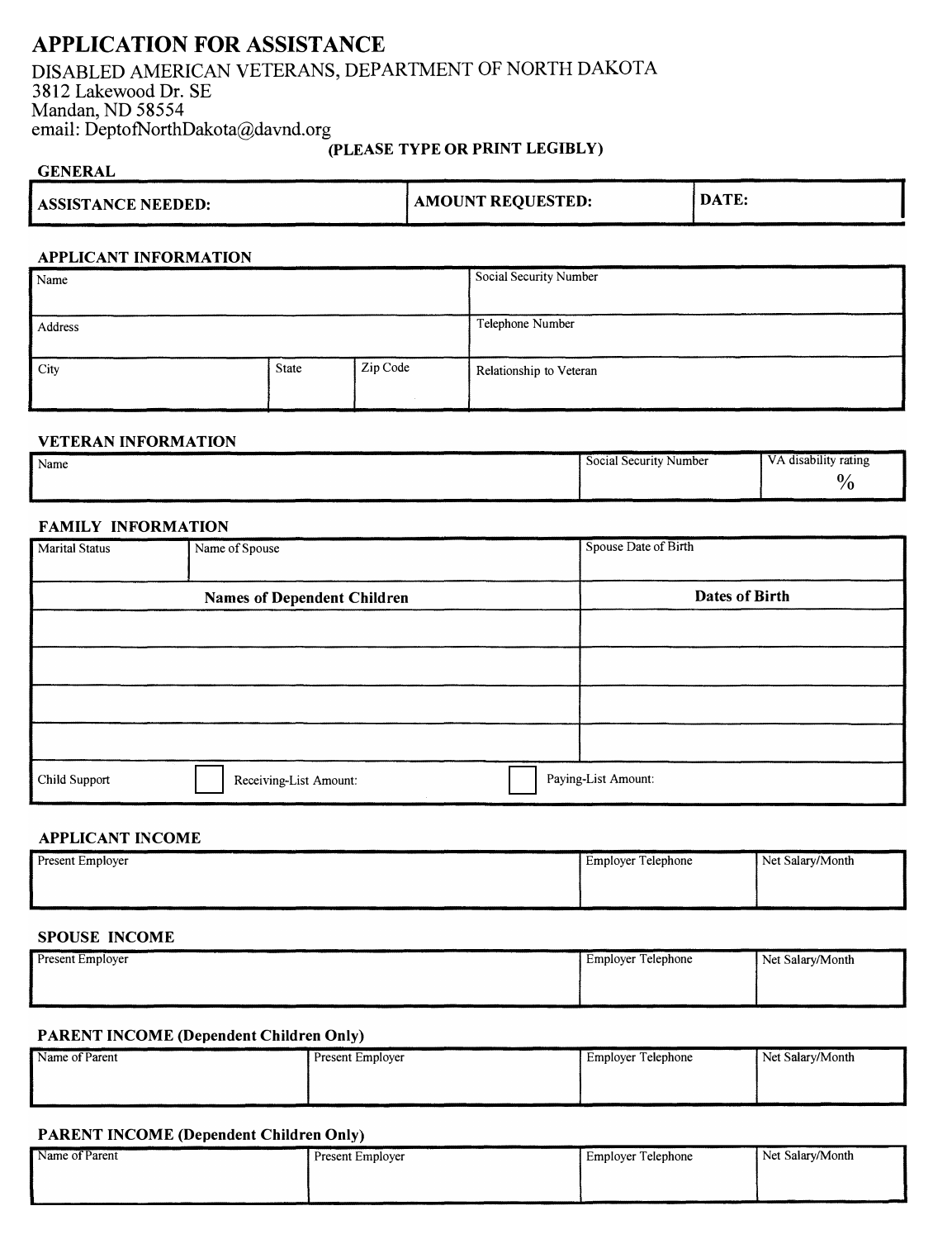# APPLICATION FOR ASSISTANCE

DISABLED AMERICAN VETERANS, DEPARTMENT OF NORTH DAKOTA
3812 Lakewood Dr. SE
Mandan, ND 58554
email: DeptofNorthDakota@davnd.org

**(PLEASE TYPE OR PRINT LEGIBLY)**

## GENERAL

| ASSISTANCE NEEDED: | AMOUNT REQUESTED: | DATE: |
|---|---|---|

## APPLICANT INFORMATION

| Name | | | Social Security Number |
|---|---|---|---|
| Address | | | Telephone Number |
| City | State | Zip Code | Relationship to Veteran |

## VETERAN INFORMATION

| Name | Social Security Number | VA disability rating |
|---|---|---|
| | | % |

## FAMILY INFORMATION

| Marital Status | Name of Spouse | Spouse Date of Birth |
|---|---|---|
| **Names of Dependent Children** | | **Dates of Birth** |
| | | |
| | | |
| | | |
| | | |
| Child Support | ☐ Receiving-List Amount: | ☐ Paying-List Amount: |

## APPLICANT INCOME

| Present Employer | Employer Telephone | Net Salary/Month |
|---|---|---|
| | | |

## SPOUSE INCOME

| Present Employer | Employer Telephone | Net Salary/Month |
|---|---|---|
| | | |

## PARENT INCOME (Dependent Children Only)

| Name of Parent | Present Employer | Employer Telephone | Net Salary/Month |
|---|---|---|---|
| | | | |

## PARENT INCOME (Dependent Children Only)

| Name of Parent | Present Employer | Employer Telephone | Net Salary/Month |
|---|---|---|---|
| | | | |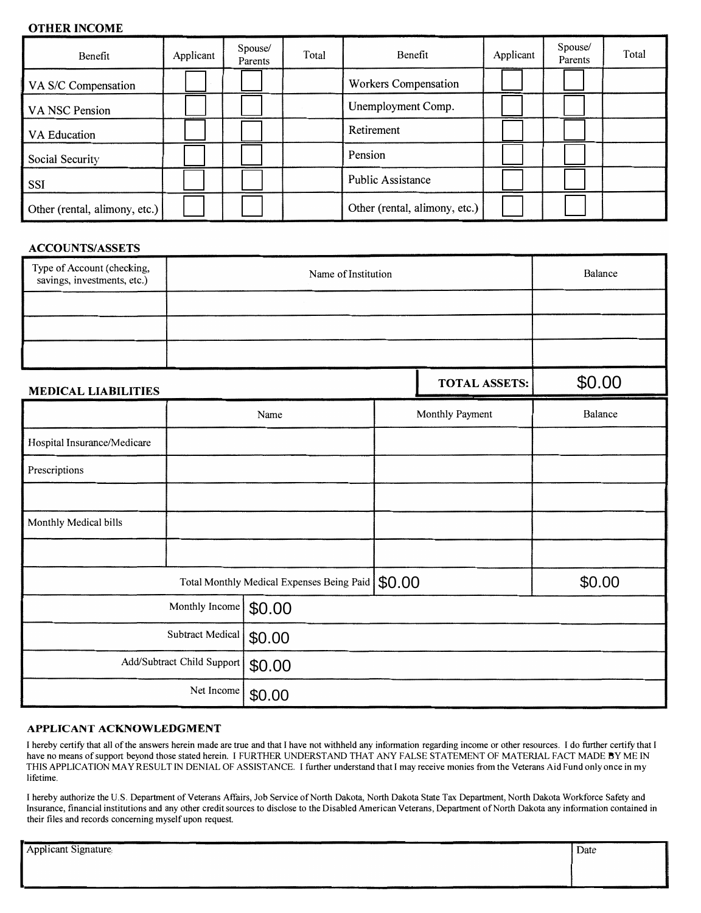### OTHER INCOME

| Benefit | Applicant | Spouse/ Parents | Total | Benefit | Applicant | Spouse/ Parents | Total |
|---|---|---|---|---|---|---|---|
| VA S/C Compensation | | | | Workers Compensation | | | |
| VA NSC Pension | | | | Unemployment Comp. | | | |
| VA Education | | | | Retirement | | | |
| Social Security | | | | Pension | | | |
| SSI | | | | Public Assistance | | | |
| Other (rental, alimony, etc.) | | | | Other (rental, alimony, etc.) | | | |

### ACCOUNTS/ASSETS

| Type of Account (checking, savings, investments, etc.) | Name of Institution | Balance |
|---|---|---|
| | | |
| | | |
| | | |
| | **TOTAL ASSETS:** | $0.00 |

### MEDICAL LIABILITIES

| | Name | Monthly Payment | Balance |
|---|---|---|---|
| Hospital Insurance/Medicare | | | |
| Prescriptions | | | |
| | | | |
| Monthly Medical bills | | | |
| | | | |
| | Total Monthly Medical Expenses Being Paid | $0.00 | $0.00 |

| | |
|---|---|
| Monthly Income | $0.00 |
| Subtract Medical | $0.00 |
| Add/Subtract Child Support | $0.00 |
| Net Income | $0.00 |

### APPLICANT ACKNOWLEDGMENT

I hereby certify that all of the answers herein made are true and that I have not withheld any information regarding income or other resources. I do further certify that I have no means of support beyond those stated herein. I FURTHER UNDERSTAND THAT ANY FALSE STATEMENT OF MATERIAL FACT MADE BY ME IN THIS APPLICATION MAY RESULT IN DENIAL OF ASSISTANCE. I further understand that I may receive monies from the Veterans Aid Fund only once in my lifetime.

I hereby authorize the U.S. Department of Veterans Affairs, Job Service of North Dakota, North Dakota State Tax Department, North Dakota Workforce Safety and Insurance, financial institutions and any other credit sources to disclose to the Disabled American Veterans, Department of North Dakota any information contained in their files and records concerning myself upon request.

| Applicant Signature | Date |
|---|---|
| | |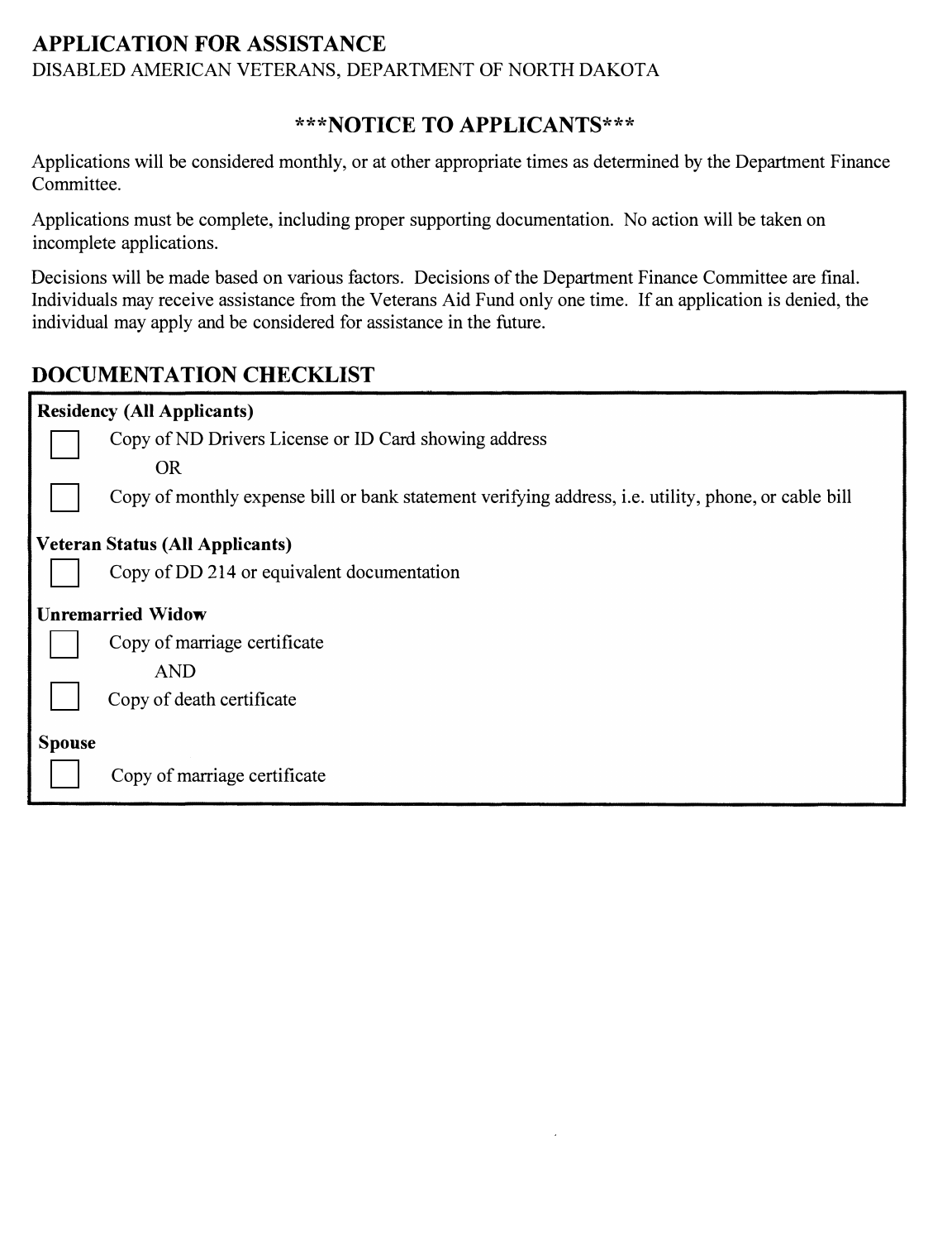## APPLICATION FOR ASSISTANCE

DISABLED AMERICAN VETERANS, DEPARTMENT OF NORTH DAKOTA

### ***NOTICE TO APPLICANTS***

Applications will be considered monthly, or at other appropriate times as determined by the Department Finance Committee.

Applications must be complete, including proper supporting documentation. No action will be taken on incomplete applications.

Decisions will be made based on various factors. Decisions of the Department Finance Committee are final. Individuals may receive assistance from the Veterans Aid Fund only one time. If an application is denied, the individual may apply and be considered for assistance in the future.

## DOCUMENTATION CHECKLIST

**Residency (All Applicants)**

- ☐ Copy of ND Drivers License or ID Card showing address

  OR

- ☐ Copy of monthly expense bill or bank statement verifying address, i.e. utility, phone, or cable bill

**Veteran Status (All Applicants)**

- ☐ Copy of DD 214 or equivalent documentation

**Unremarried Widow**

- ☐ Copy of marriage certificate

  AND

- ☐ Copy of death certificate

**Spouse**

- ☐ Copy of marriage certificate